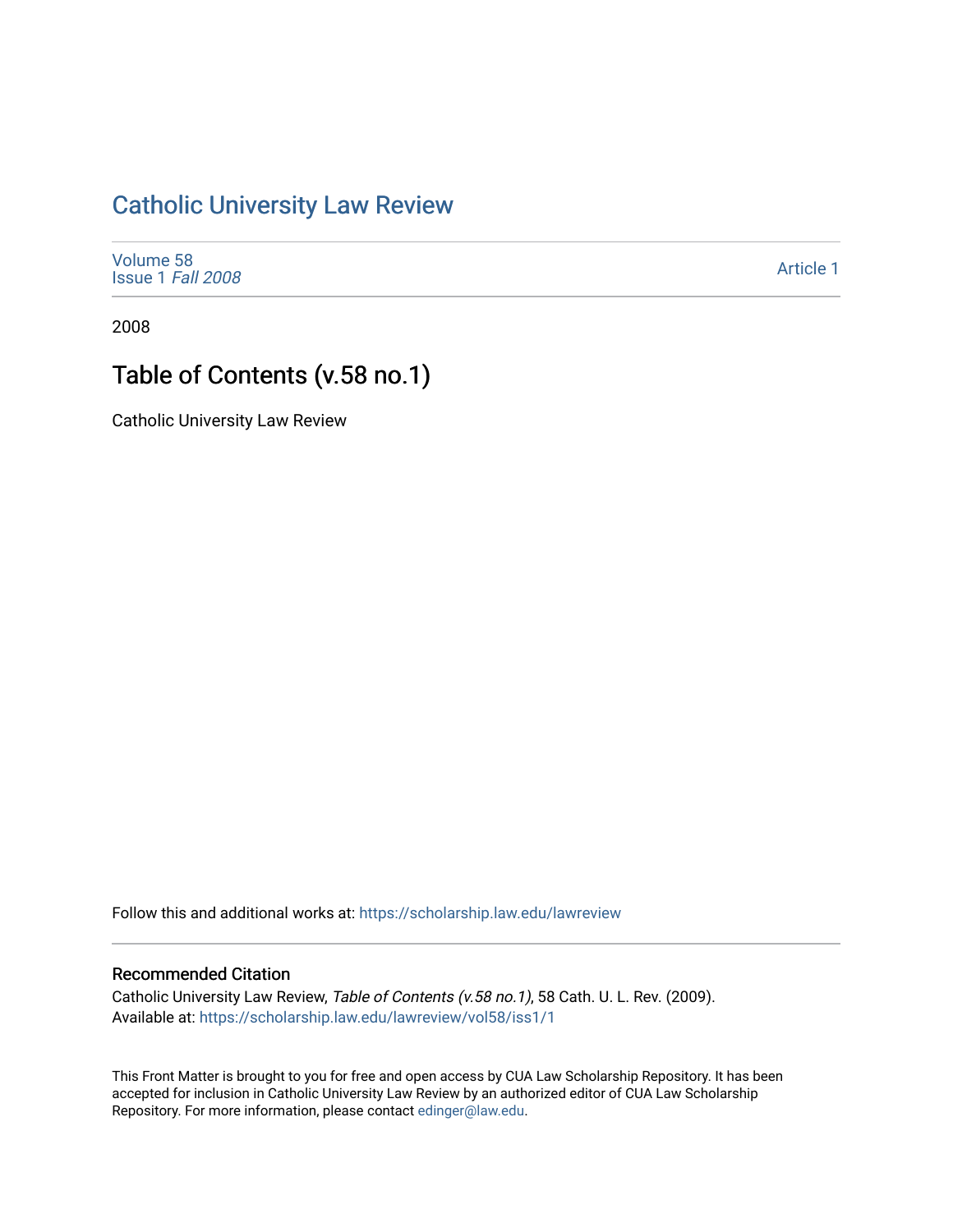# Catholic University Law Review

Volume 58
Issue 1 *Fall 2008*

Article 1

2008

## Table of Contents (v.58 no.1)

Catholic University Law Review

Follow this and additional works at: https://scholarship.law.edu/lawreview

### Recommended Citation

Catholic University Law Review, *Table of Contents (v.58 no.1)*, 58 Cath. U. L. Rev. (2009).
Available at: https://scholarship.law.edu/lawreview/vol58/iss1/1

This Front Matter is brought to you for free and open access by CUA Law Scholarship Repository. It has been accepted for inclusion in Catholic University Law Review by an authorized editor of CUA Law Scholarship Repository. For more information, please contact edinger@law.edu.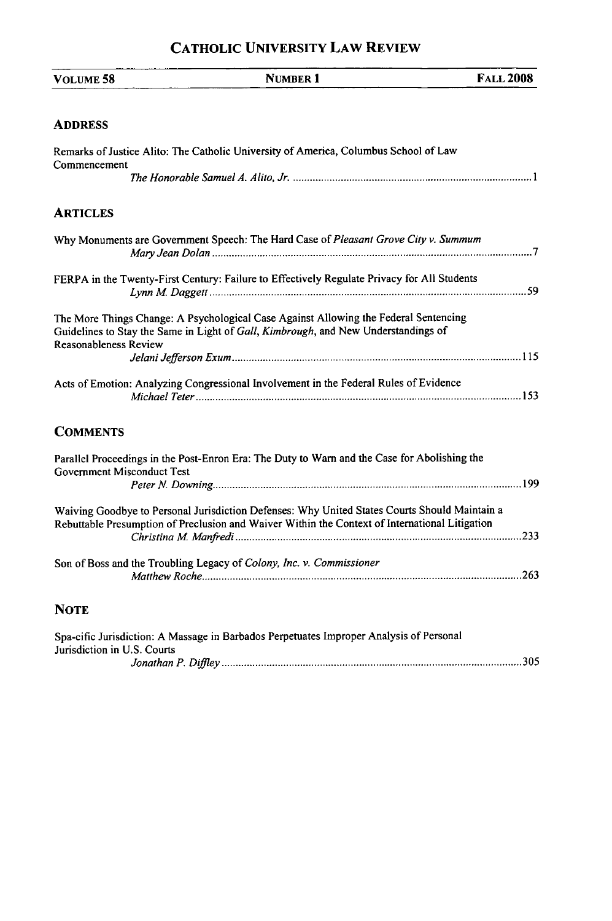# CATHOLIC UNIVERSITY LAW REVIEW

**VOLUME 58** | **NUMBER 1** | **FALL 2008**

## ADDRESS

Remarks of Justice Alito: The Catholic University of America, Columbus School of Law Commencement
*The Honorable Samuel A. Alito, Jr.* .......... 1

## ARTICLES

Why Monuments are Government Speech: The Hard Case of *Pleasant Grove City v. Summum*
*Mary Jean Dolan* .......... 7

FERPA in the Twenty-First Century: Failure to Effectively Regulate Privacy for All Students
*Lynn M. Daggett* .......... 59

The More Things Change: A Psychological Case Against Allowing the Federal Sentencing Guidelines to Stay the Same in Light of *Gall*, *Kimbrough*, and New Understandings of Reasonableness Review
*Jelani Jefferson Exum* .......... 115

Acts of Emotion: Analyzing Congressional Involvement in the Federal Rules of Evidence
*Michael Teter* .......... 153

## COMMENTS

Parallel Proceedings in the Post-Enron Era: The Duty to Warn and the Case for Abolishing the Government Misconduct Test
*Peter N. Downing* .......... 199

Waiving Goodbye to Personal Jurisdiction Defenses: Why United States Courts Should Maintain a Rebuttable Presumption of Preclusion and Waiver Within the Context of International Litigation
*Christina M. Manfredi* .......... 233

Son of Boss and the Troubling Legacy of *Colony, Inc. v. Commissioner*
*Matthew Roche* .......... 263

## NOTE

Spa-cific Jurisdiction: A Massage in Barbados Perpetuates Improper Analysis of Personal Jurisdiction in U.S. Courts
*Jonathan P. Diffley* .......... 305